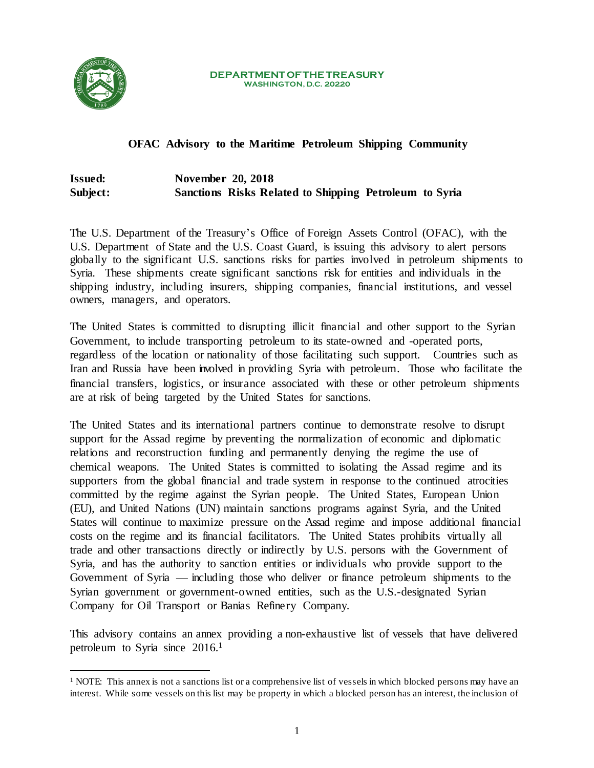**DEPARTMENT OF THE TREASURY**
**WASHINGTON, D.C. 20220**

## OFAC Advisory to the Maritime Petroleum Shipping Community

**Issued:** November 20, 2018
**Subject:** Sanctions Risks Related to Shipping Petroleum to Syria

The U.S. Department of the Treasury's Office of Foreign Assets Control (OFAC), with the U.S. Department of State and the U.S. Coast Guard, is issuing this advisory to alert persons globally to the significant U.S. sanctions risks for parties involved in petroleum shipments to Syria. These shipments create significant sanctions risk for entities and individuals in the shipping industry, including insurers, shipping companies, financial institutions, and vessel owners, managers, and operators.

The United States is committed to disrupting illicit financial and other support to the Syrian Government, to include transporting petroleum to its state-owned and -operated ports, regardless of the location or nationality of those facilitating such support. Countries such as Iran and Russia have been involved in providing Syria with petroleum. Those who facilitate the financial transfers, logistics, or insurance associated with these or other petroleum shipments are at risk of being targeted by the United States for sanctions.

The United States and its international partners continue to demonstrate resolve to disrupt support for the Assad regime by preventing the normalization of economic and diplomatic relations and reconstruction funding and permanently denying the regime the use of chemical weapons. The United States is committed to isolating the Assad regime and its supporters from the global financial and trade system in response to the continued atrocities committed by the regime against the Syrian people. The United States, European Union (EU), and United Nations (UN) maintain sanctions programs against Syria, and the United States will continue to maximize pressure on the Assad regime and impose additional financial costs on the regime and its financial facilitators. The United States prohibits virtually all trade and other transactions directly or indirectly by U.S. persons with the Government of Syria, and has the authority to sanction entities or individuals who provide support to the Government of Syria — including those who deliver or finance petroleum shipments to the Syrian government or government-owned entities, such as the U.S.-designated Syrian Company for Oil Transport or Banias Refinery Company.

This advisory contains an annex providing a non-exhaustive list of vessels that have delivered petroleum to Syria since 2016.[1]

[1] NOTE: This annex is not a sanctions list or a comprehensive list of vessels in which blocked persons may have an interest. While some vessels on this list may be property in which a blocked person has an interest, the inclusion of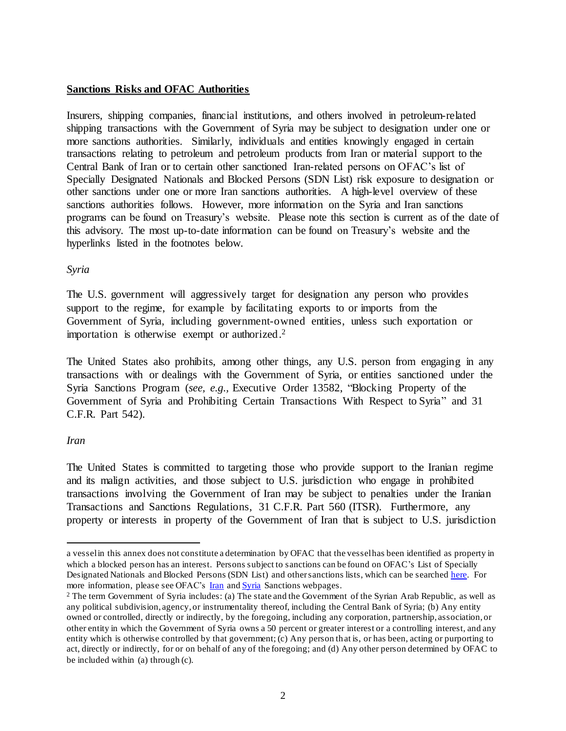**Sanctions Risks and OFAC Authorities**

Insurers, shipping companies, financial institutions, and others involved in petroleum-related shipping transactions with the Government of Syria may be subject to designation under one or more sanctions authorities. Similarly, individuals and entities knowingly engaged in certain transactions relating to petroleum and petroleum products from Iran or material support to the Central Bank of Iran or to certain other sanctioned Iran-related persons on OFAC's list of Specially Designated Nationals and Blocked Persons (SDN List) risk exposure to designation or other sanctions under one or more Iran sanctions authorities. A high-level overview of these sanctions authorities follows. However, more information on the Syria and Iran sanctions programs can be found on Treasury's website. Please note this section is current as of the date of this advisory. The most up-to-date information can be found on Treasury's website and the hyperlinks listed in the footnotes below.

*Syria*

The U.S. government will aggressively target for designation any person who provides support to the regime, for example by facilitating exports to or imports from the Government of Syria, including government-owned entities, unless such exportation or importation is otherwise exempt or authorized.[2]

The United States also prohibits, among other things, any U.S. person from engaging in any transactions with or dealings with the Government of Syria, or entities sanctioned under the Syria Sanctions Program (*see, e.g.,* Executive Order 13582, "Blocking Property of the Government of Syria and Prohibiting Certain Transactions With Respect to Syria" and 31 C.F.R. Part 542).

*Iran*

The United States is committed to targeting those who provide support to the Iranian regime and its malign activities, and those subject to U.S. jurisdiction who engage in prohibited transactions involving the Government of Iran may be subject to penalties under the Iranian Transactions and Sanctions Regulations, 31 C.F.R. Part 560 (ITSR). Furthermore, any property or interests in property of the Government of Iran that is subject to U.S. jurisdiction

---

a vessel in this annex does not constitute a determination by OFAC that the vessel has been identified as property in which a blocked person has an interest. Persons subject to sanctions can be found on OFAC's List of Specially Designated Nationals and Blocked Persons (SDN List) and other sanctions lists, which can be searched [here](). For more information, please see OFAC's [Iran]() and [Syria]() Sanctions webpages.

[2] The term Government of Syria includes: (a) The state and the Government of the Syrian Arab Republic, as well as any political subdivision, agency, or instrumentality thereof, including the Central Bank of Syria; (b) Any entity owned or controlled, directly or indirectly, by the foregoing, including any corporation, partnership, association, or other entity in which the Government of Syria owns a 50 percent or greater interest or a controlling interest, and any entity which is otherwise controlled by that government; (c) Any person that is, or has been, acting or purporting to act, directly or indirectly, for or on behalf of any of the foregoing; and (d) Any other person determined by OFAC to be included within (a) through (c).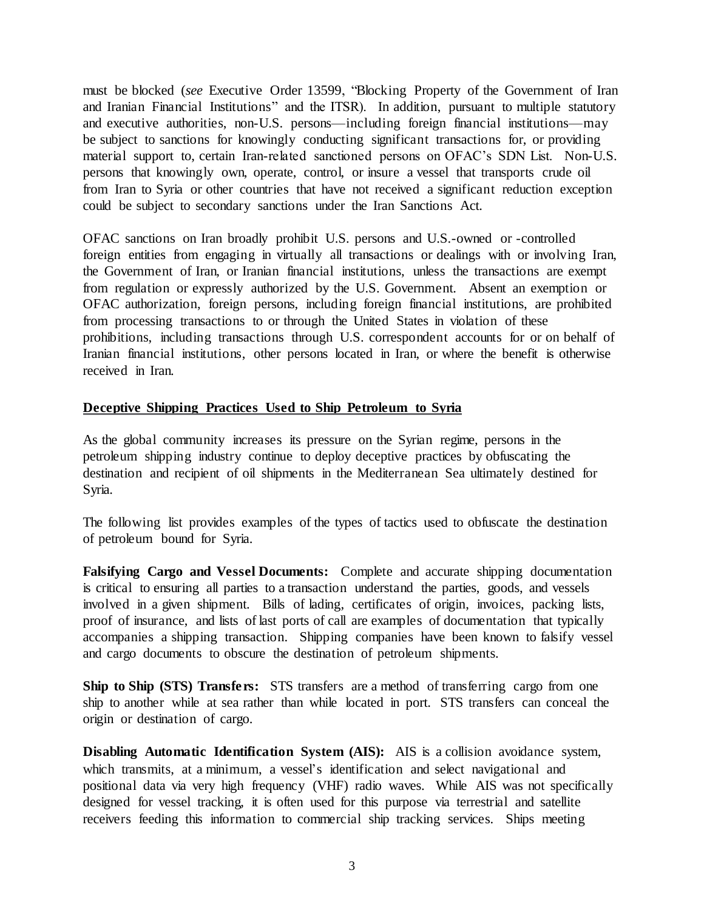must be blocked (*see* Executive Order 13599, "Blocking Property of the Government of Iran and Iranian Financial Institutions" and the ITSR). In addition, pursuant to multiple statutory and executive authorities, non-U.S. persons—including foreign financial institutions—may be subject to sanctions for knowingly conducting significant transactions for, or providing material support to, certain Iran-related sanctioned persons on OFAC's SDN List. Non-U.S. persons that knowingly own, operate, control, or insure a vessel that transports crude oil from Iran to Syria or other countries that have not received a significant reduction exception could be subject to secondary sanctions under the Iran Sanctions Act.

OFAC sanctions on Iran broadly prohibit U.S. persons and U.S.-owned or -controlled foreign entities from engaging in virtually all transactions or dealings with or involving Iran, the Government of Iran, or Iranian financial institutions, unless the transactions are exempt from regulation or expressly authorized by the U.S. Government. Absent an exemption or OFAC authorization, foreign persons, including foreign financial institutions, are prohibited from processing transactions to or through the United States in violation of these prohibitions, including transactions through U.S. correspondent accounts for or on behalf of Iranian financial institutions, other persons located in Iran, or where the benefit is otherwise received in Iran.

## Deceptive Shipping Practices Used to Ship Petroleum to Syria

As the global community increases its pressure on the Syrian regime, persons in the petroleum shipping industry continue to deploy deceptive practices by obfuscating the destination and recipient of oil shipments in the Mediterranean Sea ultimately destined for Syria.

The following list provides examples of the types of tactics used to obfuscate the destination of petroleum bound for Syria.

**Falsifying Cargo and Vessel Documents:** Complete and accurate shipping documentation is critical to ensuring all parties to a transaction understand the parties, goods, and vessels involved in a given shipment. Bills of lading, certificates of origin, invoices, packing lists, proof of insurance, and lists of last ports of call are examples of documentation that typically accompanies a shipping transaction. Shipping companies have been known to falsify vessel and cargo documents to obscure the destination of petroleum shipments.

**Ship to Ship (STS) Transfers:** STS transfers are a method of transferring cargo from one ship to another while at sea rather than while located in port. STS transfers can conceal the origin or destination of cargo.

**Disabling Automatic Identification System (AIS):** AIS is a collision avoidance system, which transmits, at a minimum, a vessel's identification and select navigational and positional data via very high frequency (VHF) radio waves. While AIS was not specifically designed for vessel tracking, it is often used for this purpose via terrestrial and satellite receivers feeding this information to commercial ship tracking services. Ships meeting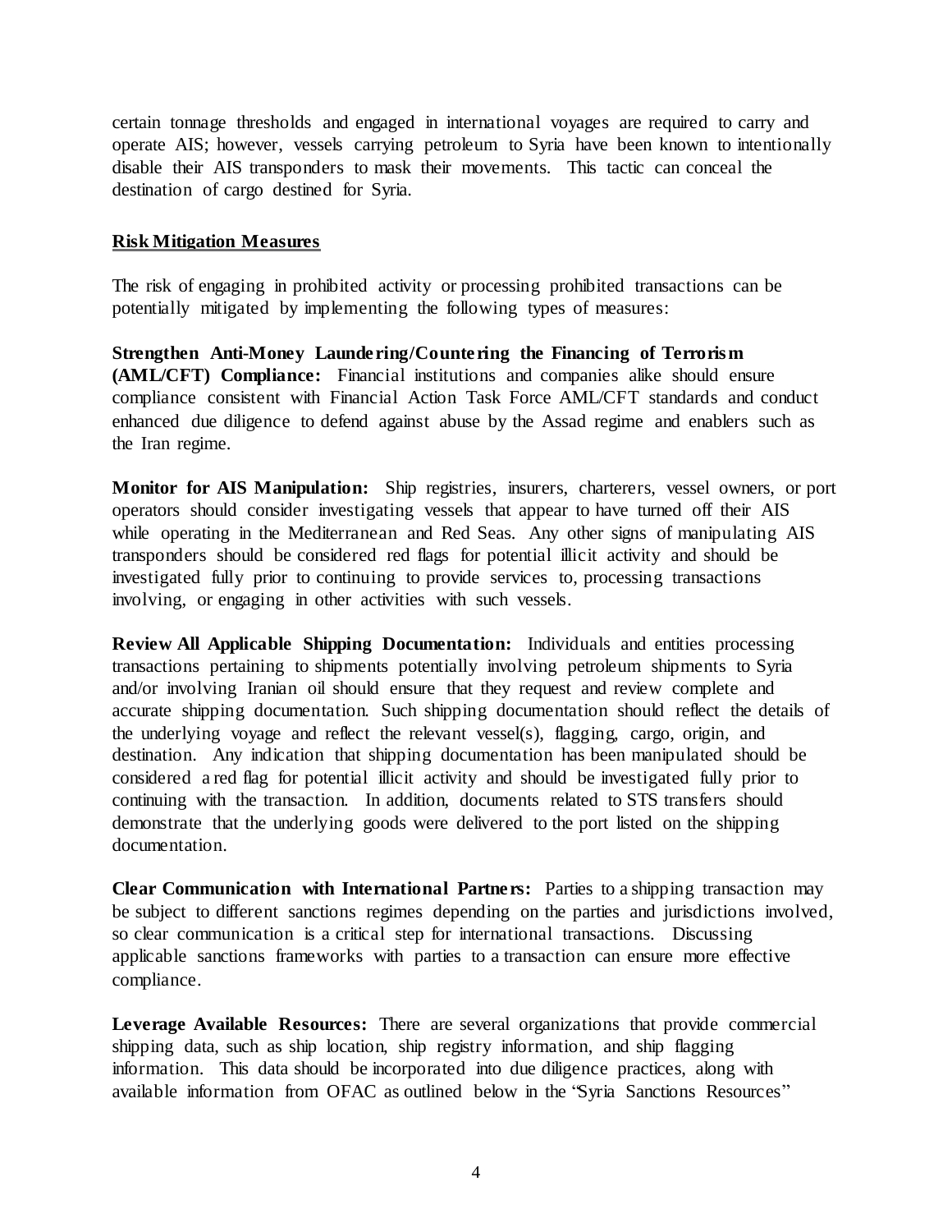certain tonnage thresholds and engaged in international voyages are required to carry and operate AIS; however, vessels carrying petroleum to Syria have been known to intentionally disable their AIS transponders to mask their movements. This tactic can conceal the destination of cargo destined for Syria.

## Risk Mitigation Measures

The risk of engaging in prohibited activity or processing prohibited transactions can be potentially mitigated by implementing the following types of measures:

**Strengthen Anti-Money Laundering/Countering the Financing of Terrorism (AML/CFT) Compliance:** Financial institutions and companies alike should ensure compliance consistent with Financial Action Task Force AML/CFT standards and conduct enhanced due diligence to defend against abuse by the Assad regime and enablers such as the Iran regime.

**Monitor for AIS Manipulation:** Ship registries, insurers, charterers, vessel owners, or port operators should consider investigating vessels that appear to have turned off their AIS while operating in the Mediterranean and Red Seas. Any other signs of manipulating AIS transponders should be considered red flags for potential illicit activity and should be investigated fully prior to continuing to provide services to, processing transactions involving, or engaging in other activities with such vessels.

**Review All Applicable Shipping Documentation:** Individuals and entities processing transactions pertaining to shipments potentially involving petroleum shipments to Syria and/or involving Iranian oil should ensure that they request and review complete and accurate shipping documentation. Such shipping documentation should reflect the details of the underlying voyage and reflect the relevant vessel(s), flagging, cargo, origin, and destination. Any indication that shipping documentation has been manipulated should be considered a red flag for potential illicit activity and should be investigated fully prior to continuing with the transaction. In addition, documents related to STS transfers should demonstrate that the underlying goods were delivered to the port listed on the shipping documentation.

**Clear Communication with International Partners:** Parties to a shipping transaction may be subject to different sanctions regimes depending on the parties and jurisdictions involved, so clear communication is a critical step for international transactions. Discussing applicable sanctions frameworks with parties to a transaction can ensure more effective compliance.

**Leverage Available Resources:** There are several organizations that provide commercial shipping data, such as ship location, ship registry information, and ship flagging information. This data should be incorporated into due diligence practices, along with available information from OFAC as outlined below in the "Syria Sanctions Resources"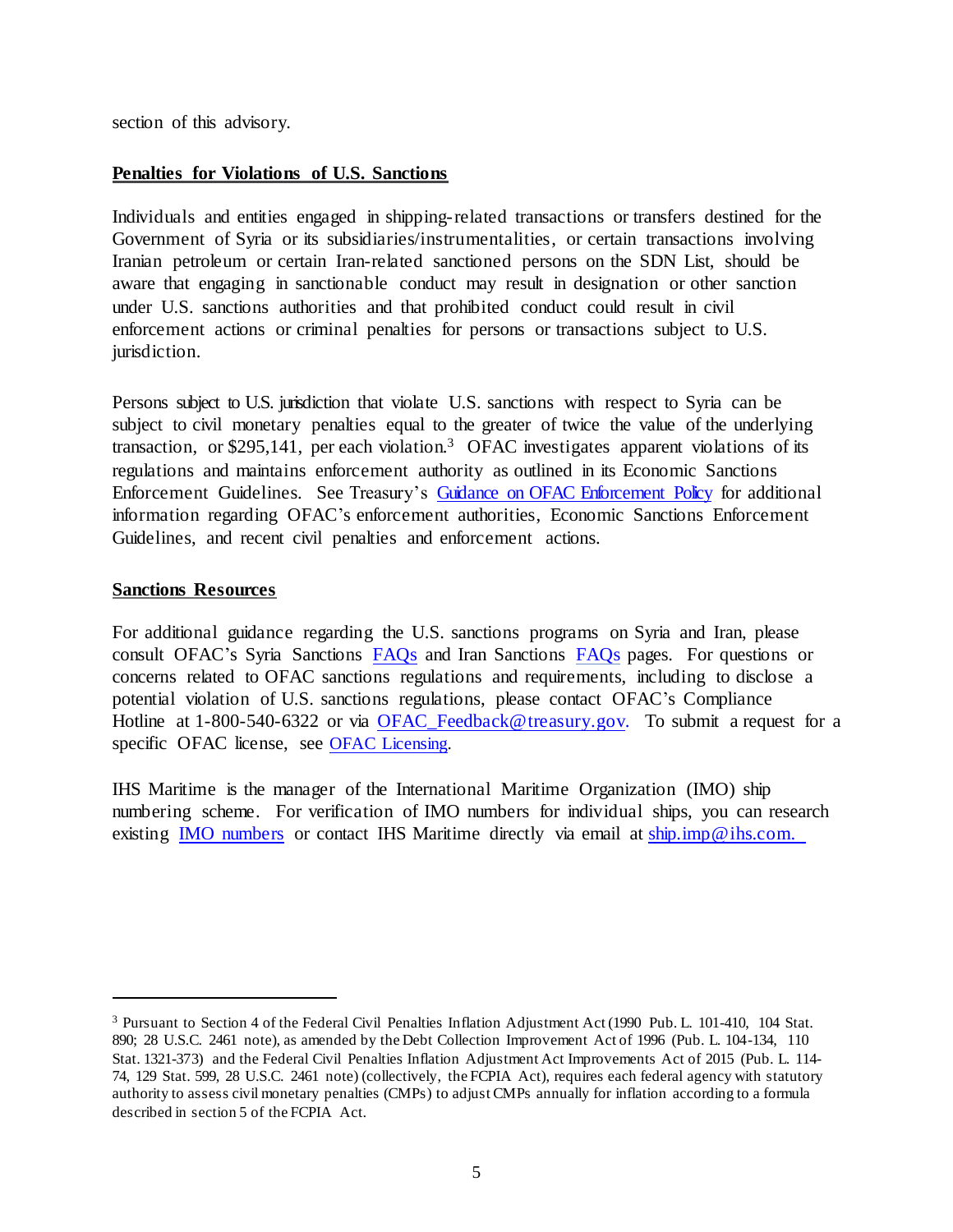section of this advisory.

## **Penalties for Violations of U.S. Sanctions**

Individuals and entities engaged in shipping-related transactions or transfers destined for the Government of Syria or its subsidiaries/instrumentalities, or certain transactions involving Iranian petroleum or certain Iran-related sanctioned persons on the SDN List, should be aware that engaging in sanctionable conduct may result in designation or other sanction under U.S. sanctions authorities and that prohibited conduct could result in civil enforcement actions or criminal penalties for persons or transactions subject to U.S. jurisdiction.

Persons subject to U.S. jurisdiction that violate U.S. sanctions with respect to Syria can be subject to civil monetary penalties equal to the greater of twice the value of the underlying transaction, or $295,141, per each violation.[3] OFAC investigates apparent violations of its regulations and maintains enforcement authority as outlined in its Economic Sanctions Enforcement Guidelines. See Treasury's [Guidance on OFAC Enforcement Policy]() for additional information regarding OFAC's enforcement authorities, Economic Sanctions Enforcement Guidelines, and recent civil penalties and enforcement actions.

## **Sanctions Resources**

For additional guidance regarding the U.S. sanctions programs on Syria and Iran, please consult OFAC's Syria Sanctions [FAQs]() and Iran Sanctions [FAQs]() pages. For questions or concerns related to OFAC sanctions regulations and requirements, including to disclose a potential violation of U.S. sanctions regulations, please contact OFAC's Compliance Hotline at 1-800-540-6322 or via [OFAC_Feedback@treasury.gov](). To submit a request for a specific OFAC license, see [OFAC Licensing]().

IHS Maritime is the manager of the International Maritime Organization (IMO) ship numbering scheme. For verification of IMO numbers for individual ships, you can research existing [IMO numbers]() or contact IHS Maritime directly via email at [ship.imp@ihs.com.]()

---

[3] Pursuant to Section 4 of the Federal Civil Penalties Inflation Adjustment Act (1990 Pub. L. 101-410, 104 Stat. 890; 28 U.S.C. 2461 note), as amended by the Debt Collection Improvement Act of 1996 (Pub. L. 104-134, 110 Stat. 1321-373) and the Federal Civil Penalties Inflation Adjustment Act Improvements Act of 2015 (Pub. L. 114-74, 129 Stat. 599, 28 U.S.C. 2461 note) (collectively, the FCPIA Act), requires each federal agency with statutory authority to assess civil monetary penalties (CMPs) to adjust CMPs annually for inflation according to a formula described in section 5 of the FCPIA Act.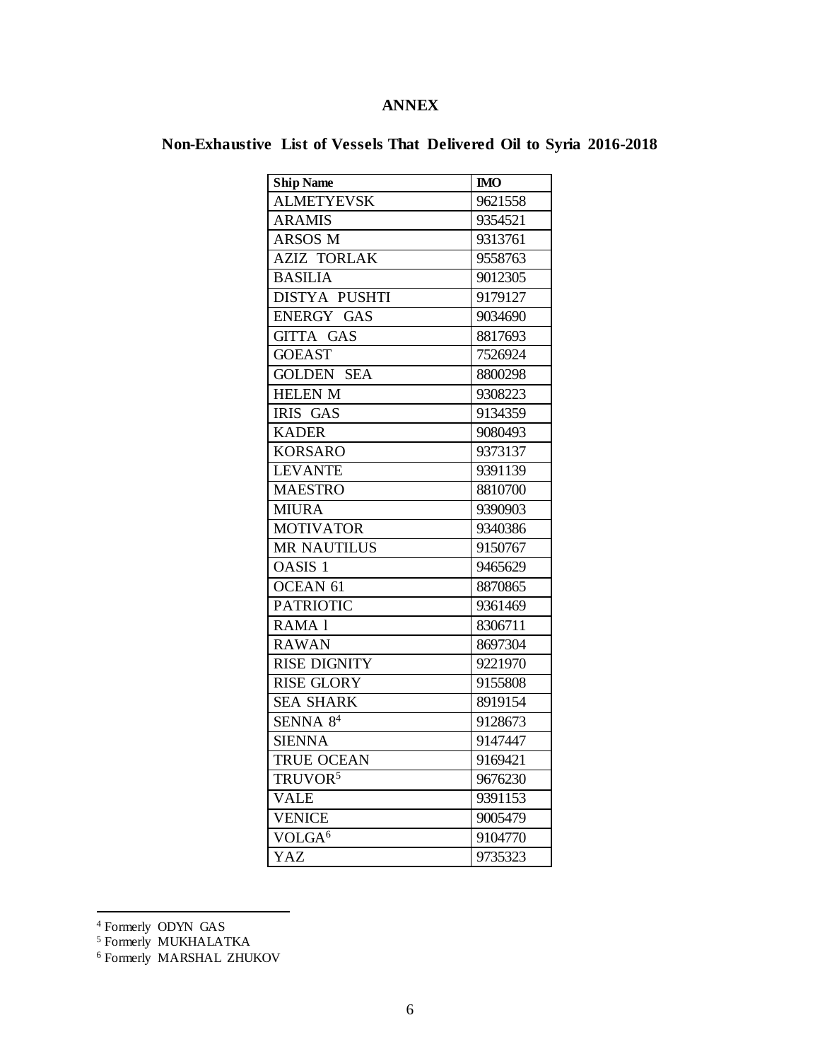# ANNEX

## Non-Exhaustive List of Vessels That Delivered Oil to Syria 2016-2018

| Ship Name | IMO |
|---|---|
| ALMETYEVSK | 9621558 |
| ARAMIS | 9354521 |
| ARSOS M | 9313761 |
| AZIZ TORLAK | 9558763 |
| BASILIA | 9012305 |
| DISTYA PUSHTI | 9179127 |
| ENERGY GAS | 9034690 |
| GITTA GAS | 8817693 |
| GOEAST | 7526924 |
| GOLDEN SEA | 8800298 |
| HELEN M | 9308223 |
| IRIS GAS | 9134359 |
| KADER | 9080493 |
| KORSARO | 9373137 |
| LEVANTE | 9391139 |
| MAESTRO | 8810700 |
| MIURA | 9390903 |
| MOTIVATOR | 9340386 |
| MR NAUTILUS | 9150767 |
| OASIS 1 | 9465629 |
| OCEAN 61 | 8870865 |
| PATRIOTIC | 9361469 |
| RAMA l | 8306711 |
| RAWAN | 8697304 |
| RISE DIGNITY | 9221970 |
| RISE GLORY | 9155808 |
| SEA SHARK | 8919154 |
| SENNA 8[4] | 9128673 |
| SIENNA | 9147447 |
| TRUE OCEAN | 9169421 |
| TRUVOR[5] | 9676230 |
| VALE | 9391153 |
| VENICE | 9005479 |
| VOLGA[6] | 9104770 |
| YAZ | 9735323 |

[4] Formerly ODYN GAS

[5] Formerly MUKHALATKA

[6] Formerly MARSHAL ZHUKOV